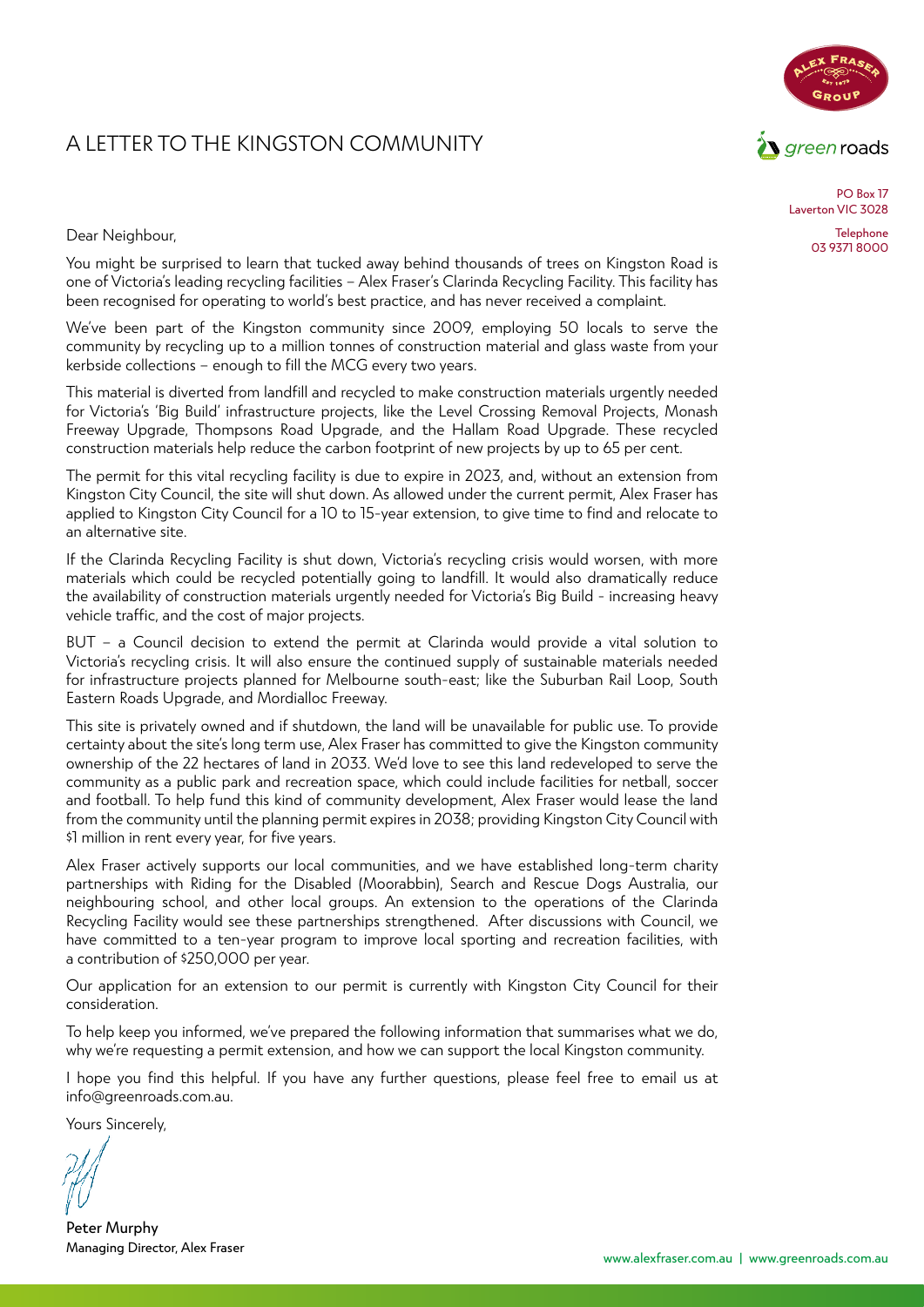# A LETTER TO THE KINGSTON COMMUNITY

PO Box 17
Laverton VIC 3028

Telephone
03 9371 8000

Dear Neighbour,

You might be surprised to learn that tucked away behind thousands of trees on Kingston Road is one of Victoria's leading recycling facilities – Alex Fraser's Clarinda Recycling Facility. This facility has been recognised for operating to world's best practice, and has never received a complaint.

We've been part of the Kingston community since 2009, employing 50 locals to serve the community by recycling up to a million tonnes of construction material and glass waste from your kerbside collections – enough to fill the MCG every two years.

This material is diverted from landfill and recycled to make construction materials urgently needed for Victoria's 'Big Build' infrastructure projects, like the Level Crossing Removal Projects, Monash Freeway Upgrade, Thompsons Road Upgrade, and the Hallam Road Upgrade. These recycled construction materials help reduce the carbon footprint of new projects by up to 65 per cent.

The permit for this vital recycling facility is due to expire in 2023, and, without an extension from Kingston City Council, the site will shut down. As allowed under the current permit, Alex Fraser has applied to Kingston City Council for a 10 to 15-year extension, to give time to find and relocate to an alternative site.

If the Clarinda Recycling Facility is shut down, Victoria's recycling crisis would worsen, with more materials which could be recycled potentially going to landfill. It would also dramatically reduce the availability of construction materials urgently needed for Victoria's Big Build - increasing heavy vehicle traffic, and the cost of major projects.

BUT – a Council decision to extend the permit at Clarinda would provide a vital solution to Victoria's recycling crisis. It will also ensure the continued supply of sustainable materials needed for infrastructure projects planned for Melbourne south-east; like the Suburban Rail Loop, South Eastern Roads Upgrade, and Mordialloc Freeway.

This site is privately owned and if shutdown, the land will be unavailable for public use. To provide certainty about the site's long term use, Alex Fraser has committed to give the Kingston community ownership of the 22 hectares of land in 2033. We'd love to see this land redeveloped to serve the community as a public park and recreation space, which could include facilities for netball, soccer and football. To help fund this kind of community development, Alex Fraser would lease the land from the community until the planning permit expires in 2038; providing Kingston City Council with $1 million in rent every year, for five years.

Alex Fraser actively supports our local communities, and we have established long-term charity partnerships with Riding for the Disabled (Moorabbin), Search and Rescue Dogs Australia, our neighbouring school, and other local groups. An extension to the operations of the Clarinda Recycling Facility would see these partnerships strengthened. After discussions with Council, we have committed to a ten-year program to improve local sporting and recreation facilities, with a contribution of $250,000 per year.

Our application for an extension to our permit is currently with Kingston City Council for their consideration.

To help keep you informed, we've prepared the following information that summarises what we do, why we're requesting a permit extension, and how we can support the local Kingston community.

I hope you find this helpful. If you have any further questions, please feel free to email us at info@greenroads.com.au.

Yours Sincerely,

**Peter Murphy**
Managing Director, Alex Fraser

www.alexfraser.com.au | www.greenroads.com.au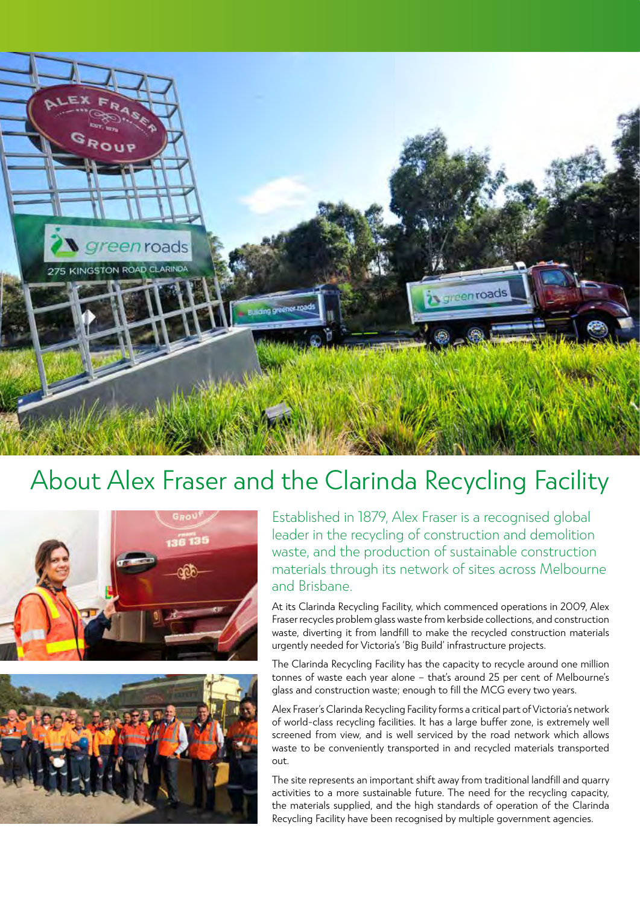# About Alex Fraser and the Clarinda Recycling Facility

Established in 1879, Alex Fraser is a recognised global leader in the recycling of construction and demolition waste, and the production of sustainable construction materials through its network of sites across Melbourne and Brisbane.

At its Clarinda Recycling Facility, which commenced operations in 2009, Alex Fraser recycles problem glass waste from kerbside collections, and construction waste, diverting it from landfill to make the recycled construction materials urgently needed for Victoria's 'Big Build' infrastructure projects.

The Clarinda Recycling Facility has the capacity to recycle around one million tonnes of waste each year alone – that's around 25 per cent of Melbourne's glass and construction waste; enough to fill the MCG every two years.

Alex Fraser's Clarinda Recycling Facility forms a critical part of Victoria's network of world-class recycling facilities. It has a large buffer zone, is extremely well screened from view, and is well serviced by the road network which allows waste to be conveniently transported in and recycled materials transported out.

The site represents an important shift away from traditional landfill and quarry activities to a more sustainable future. The need for the recycling capacity, the materials supplied, and the high standards of operation of the Clarinda Recycling Facility have been recognised by multiple government agencies.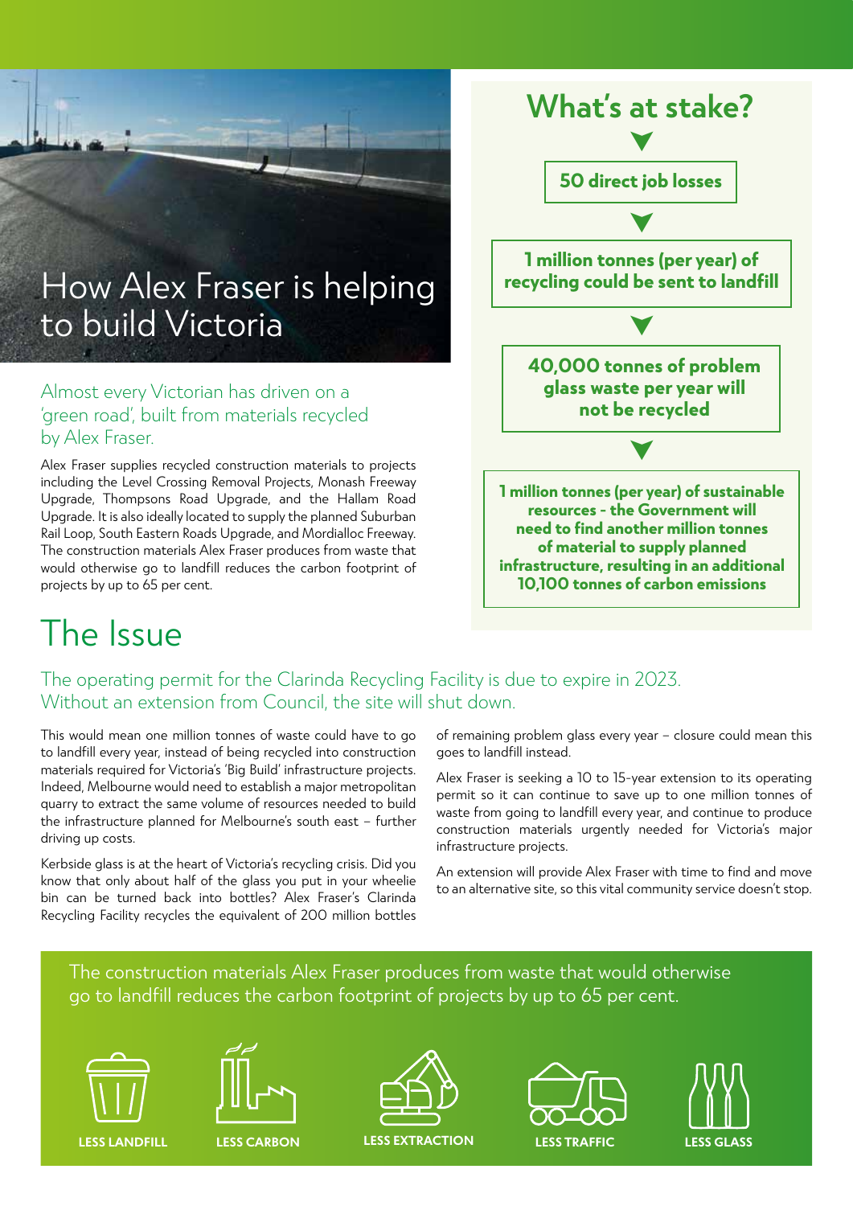# How Alex Fraser is helping to build Victoria

Almost every Victorian has driven on a 'green road', built from materials recycled by Alex Fraser.

Alex Fraser supplies recycled construction materials to projects including the Level Crossing Removal Projects, Monash Freeway Upgrade, Thompsons Road Upgrade, and the Hallam Road Upgrade. It is also ideally located to supply the planned Suburban Rail Loop, South Eastern Roads Upgrade, and Mordialloc Freeway. The construction materials Alex Fraser produces from waste that would otherwise go to landfill reduces the carbon footprint of projects by up to 65 per cent.

## What's at stake?

**50 direct job losses**

**1 million tonnes (per year) of recycling could be sent to landfill**

**40,000 tonnes of problem glass waste per year will not be recycled**

**1 million tonnes (per year) of sustainable resources - the Government will need to find another million tonnes of material to supply planned infrastructure, resulting in an additional 10,100 tonnes of carbon emissions**

# The Issue

The operating permit for the Clarinda Recycling Facility is due to expire in 2023. Without an extension from Council, the site will shut down.

This would mean one million tonnes of waste could have to go to landfill every year, instead of being recycled into construction materials required for Victoria's 'Big Build' infrastructure projects. Indeed, Melbourne would need to establish a major metropolitan quarry to extract the same volume of resources needed to build the infrastructure planned for Melbourne's south east – further driving up costs.

Kerbside glass is at the heart of Victoria's recycling crisis. Did you know that only about half of the glass you put in your wheelie bin can be turned back into bottles? Alex Fraser's Clarinda Recycling Facility recycles the equivalent of 200 million bottles of remaining problem glass every year – closure could mean this goes to landfill instead.

Alex Fraser is seeking a 10 to 15-year extension to its operating permit so it can continue to save up to one million tonnes of waste from going to landfill every year, and continue to produce construction materials urgently needed for Victoria's major infrastructure projects.

An extension will provide Alex Fraser with time to find and move to an alternative site, so this vital community service doesn't stop.

The construction materials Alex Fraser produces from waste that would otherwise go to landfill reduces the carbon footprint of projects by up to 65 per cent.

LESS LANDFILL | LESS CARBON | LESS EXTRACTION | LESS TRAFFIC | LESS GLASS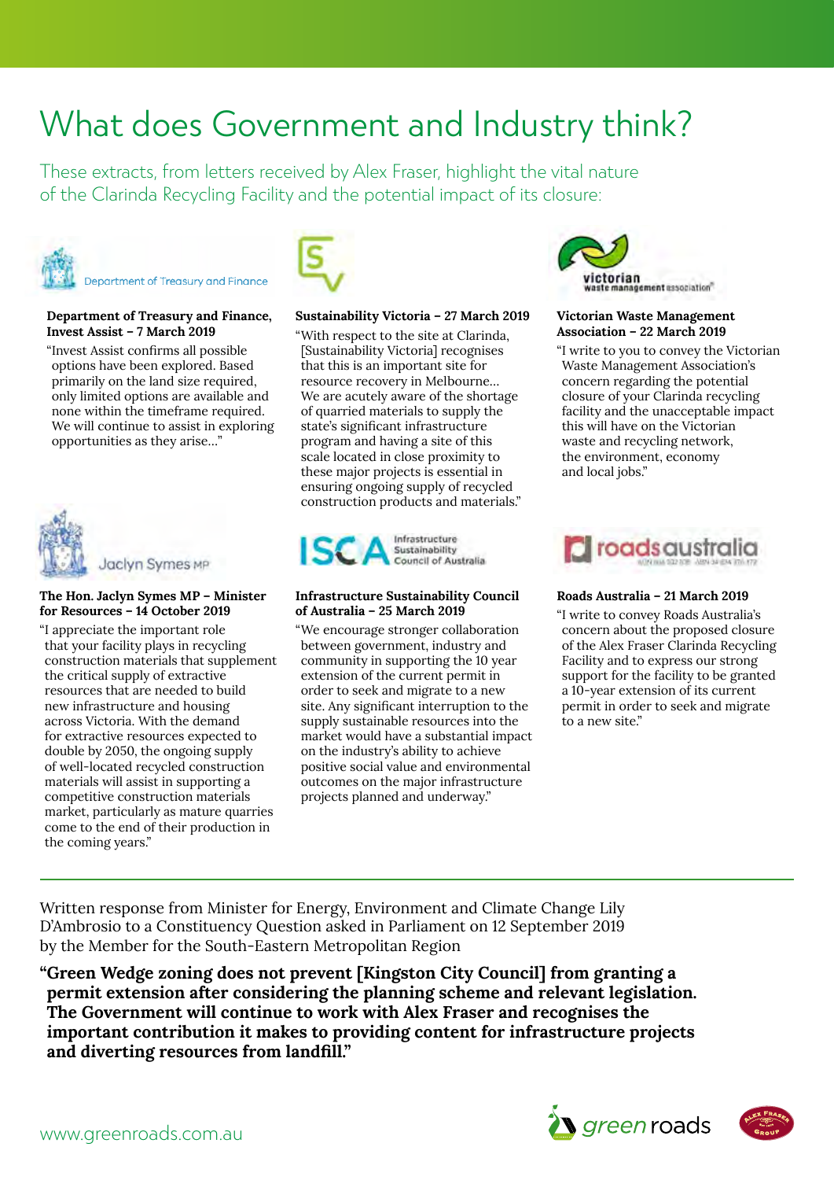# What does Government and Industry think?

These extracts, from letters received by Alex Fraser, highlight the vital nature of the Clarinda Recycling Facility and the potential impact of its closure:

**Department of Treasury and Finance, Invest Assist – 7 March 2019**

"Invest Assist confirms all possible options have been explored. Based primarily on the land size required, only limited options are available and none within the timeframe required. We will continue to assist in exploring opportunities as they arise..."

**Sustainability Victoria – 27 March 2019**

"With respect to the site at Clarinda, [Sustainability Victoria] recognises that this is an important site for resource recovery in Melbourne... We are acutely aware of the shortage of quarried materials to supply the state's significant infrastructure program and having a site of this scale located in close proximity to these major projects is essential in ensuring ongoing supply of recycled construction products and materials."

**Victorian Waste Management Association – 22 March 2019**

"I write to you to convey the Victorian Waste Management Association's concern regarding the potential closure of your Clarinda recycling facility and the unacceptable impact this will have on the Victorian waste and recycling network, the environment, economy and local jobs."

**The Hon. Jaclyn Symes MP – Minister for Resources – 14 October 2019**

"I appreciate the important role that your facility plays in recycling construction materials that supplement the critical supply of extractive resources that are needed to build new infrastructure and housing across Victoria. With the demand for extractive resources expected to double by 2050, the ongoing supply of well-located recycled construction materials will assist in supporting a competitive construction materials market, particularly as mature quarries come to the end of their production in the coming years."

**Infrastructure Sustainability Council of Australia – 25 March 2019**

"We encourage stronger collaboration between government, industry and community in supporting the 10 year extension of the current permit in order to seek and migrate to a new site. Any significant interruption to the supply sustainable resources into the market would have a substantial impact on the industry's ability to achieve positive social value and environmental outcomes on the major infrastructure projects planned and underway."

**Roads Australia – 21 March 2019**

"I write to convey Roads Australia's concern about the proposed closure of the Alex Fraser Clarinda Recycling Facility and to express our strong support for the facility to be granted a 10-year extension of its current permit in order to seek and migrate to a new site."

---

Written response from Minister for Energy, Environment and Climate Change Lily D'Ambrosio to a Constituency Question asked in Parliament on 12 September 2019 by the Member for the South-Eastern Metropolitan Region

**"Green Wedge zoning does not prevent [Kingston City Council] from granting a permit extension after considering the planning scheme and relevant legislation. The Government will continue to work with Alex Fraser and recognises the important contribution it makes to providing content for infrastructure projects and diverting resources from landfill."**

www.greenroads.com.au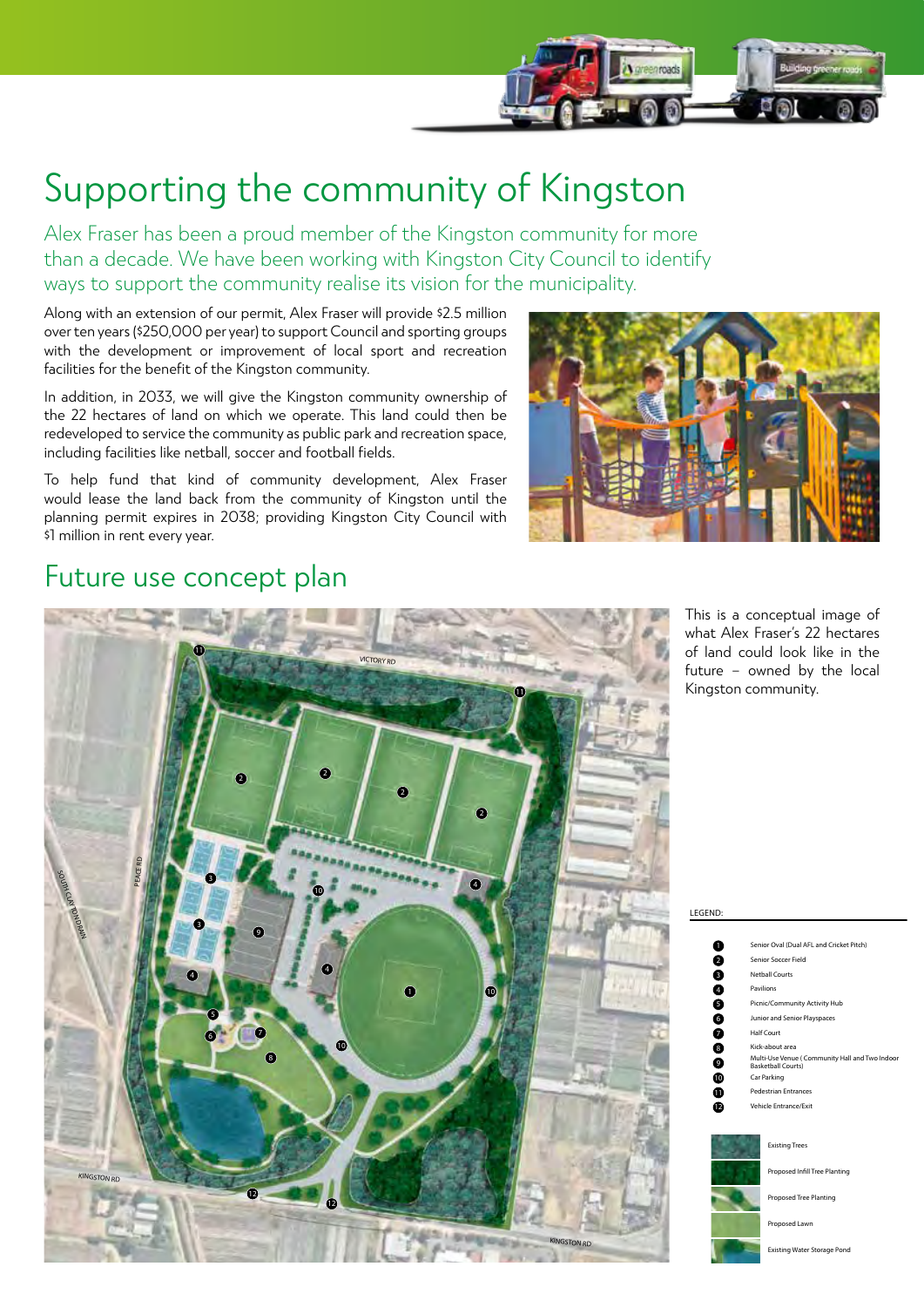# Supporting the community of Kingston

Alex Fraser has been a proud member of the Kingston community for more than a decade. We have been working with Kingston City Council to identify ways to support the community realise its vision for the municipality.

Along with an extension of our permit, Alex Fraser will provide $2.5 million over ten years ($250,000 per year) to support Council and sporting groups with the development or improvement of local sport and recreation facilities for the benefit of the Kingston community.

In addition, in 2033, we will give the Kingston community ownership of the 22 hectares of land on which we operate. This land could then be redeveloped to service the community as public park and recreation space, including facilities like netball, soccer and football fields.

To help fund that kind of community development, Alex Fraser would lease the land back from the community of Kingston until the planning permit expires in 2038; providing Kingston City Council with $1 million in rent every year.

## Future use concept plan

This is a conceptual image of what Alex Fraser's 22 hectares of land could look like in the future – owned by the local Kingston community.

LEGEND:

1. Senior Oval (Dual AFL and Cricket Pitch)
2. Senior Soccer Field
3. Netball Courts
4. Pavilions
5. Picnic/Community Activity Hub
6. Junior and Senior Playspaces
7. Half Court
8. Kick-about area
9. Multi-Use Venue ( Community Hall and Two Indoor Basketball Courts)
10. Car Parking
11. Pedestrian Entrances
12. Vehicle Entrance/Exit

- Existing Trees
- Proposed Infill Tree Planting
- Proposed Tree Planting
- Proposed Lawn
- Existing Water Storage Pond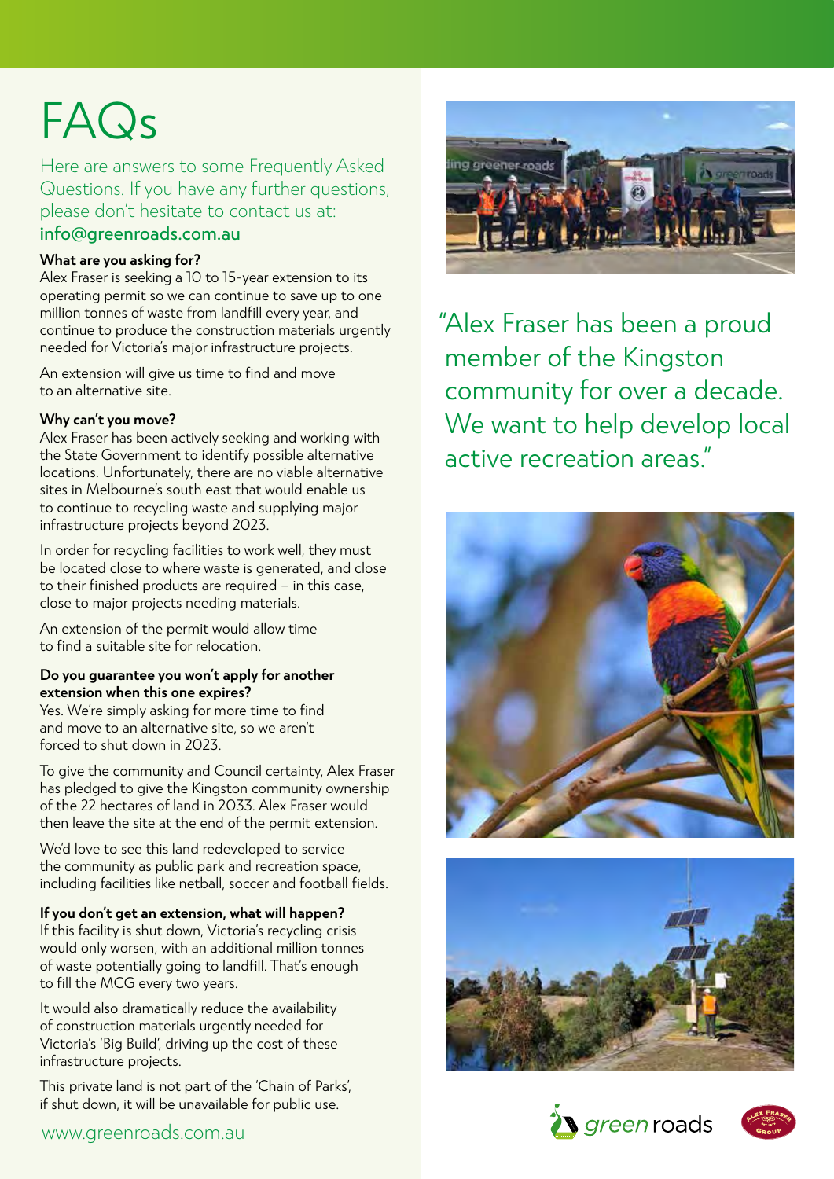# FAQs

Here are answers to some Frequently Asked Questions. If you have any further questions, please don't hesitate to contact us at: **info@greenroads.com.au**

**What are you asking for?**
Alex Fraser is seeking a 10 to 15-year extension to its operating permit so we can continue to save up to one million tonnes of waste from landfill every year, and continue to produce the construction materials urgently needed for Victoria's major infrastructure projects.

An extension will give us time to find and move to an alternative site.

**Why can't you move?**
Alex Fraser has been actively seeking and working with the State Government to identify possible alternative locations. Unfortunately, there are no viable alternative sites in Melbourne's south east that would enable us to continue to recycling waste and supplying major infrastructure projects beyond 2023.

In order for recycling facilities to work well, they must be located close to where waste is generated, and close to their finished products are required – in this case, close to major projects needing materials.

An extension of the permit would allow time to find a suitable site for relocation.

**Do you guarantee you won't apply for another extension when this one expires?**
Yes. We're simply asking for more time to find and move to an alternative site, so we aren't forced to shut down in 2023.

To give the community and Council certainty, Alex Fraser has pledged to give the Kingston community ownership of the 22 hectares of land in 2033. Alex Fraser would then leave the site at the end of the permit extension.

We'd love to see this land redeveloped to service the community as public park and recreation space, including facilities like netball, soccer and football fields.

**If you don't get an extension, what will happen?**
If this facility is shut down, Victoria's recycling crisis would only worsen, with an additional million tonnes of waste potentially going to landfill. That's enough to fill the MCG every two years.

It would also dramatically reduce the availability of construction materials urgently needed for Victoria's 'Big Build', driving up the cost of these infrastructure projects.

This private land is not part of the 'Chain of Parks', if shut down, it will be unavailable for public use.

"Alex Fraser has been a proud member of the Kingston community for over a decade. We want to help develop local active recreation areas."

www.greenroads.com.au